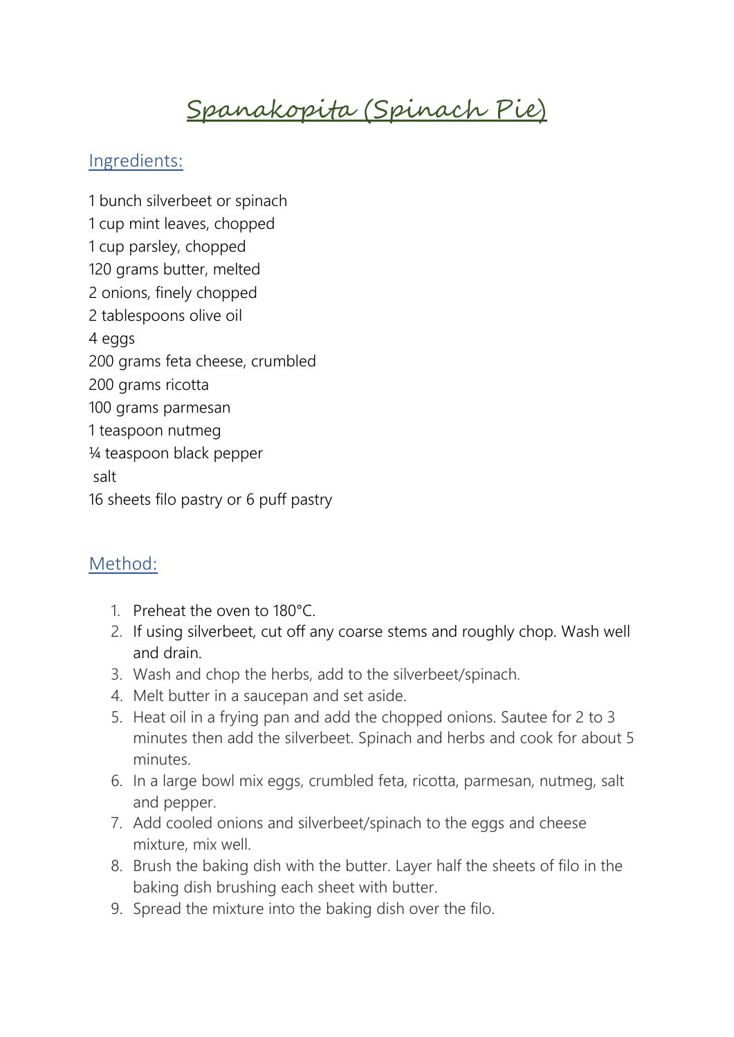# Spanakopita (Spinach Pie)

## Ingredients:

1 bunch silverbeet or spinach
1 cup mint leaves, chopped
1 cup parsley, chopped
120 grams butter, melted
2 onions, finely chopped
2 tablespoons olive oil
4 eggs
200 grams feta cheese, crumbled
200 grams ricotta
100 grams parmesan
1 teaspoon nutmeg
¼ teaspoon black pepper
salt
16 sheets filo pastry or 6 puff pastry

## Method:

1. Preheat the oven to 180°C.
2. If using silverbeet, cut off any coarse stems and roughly chop. Wash well and drain.
3. Wash and chop the herbs, add to the silverbeet/spinach.
4. Melt butter in a saucepan and set aside.
5. Heat oil in a frying pan and add the chopped onions. Sautee for 2 to 3 minutes then add the silverbeet. Spinach and herbs and cook for about 5 minutes.
6. In a large bowl mix eggs, crumbled feta, ricotta, parmesan, nutmeg, salt and pepper.
7. Add cooled onions and silverbeet/spinach to the eggs and cheese mixture, mix well.
8. Brush the baking dish with the butter. Layer half the sheets of filo in the baking dish brushing each sheet with butter.
9. Spread the mixture into the baking dish over the filo.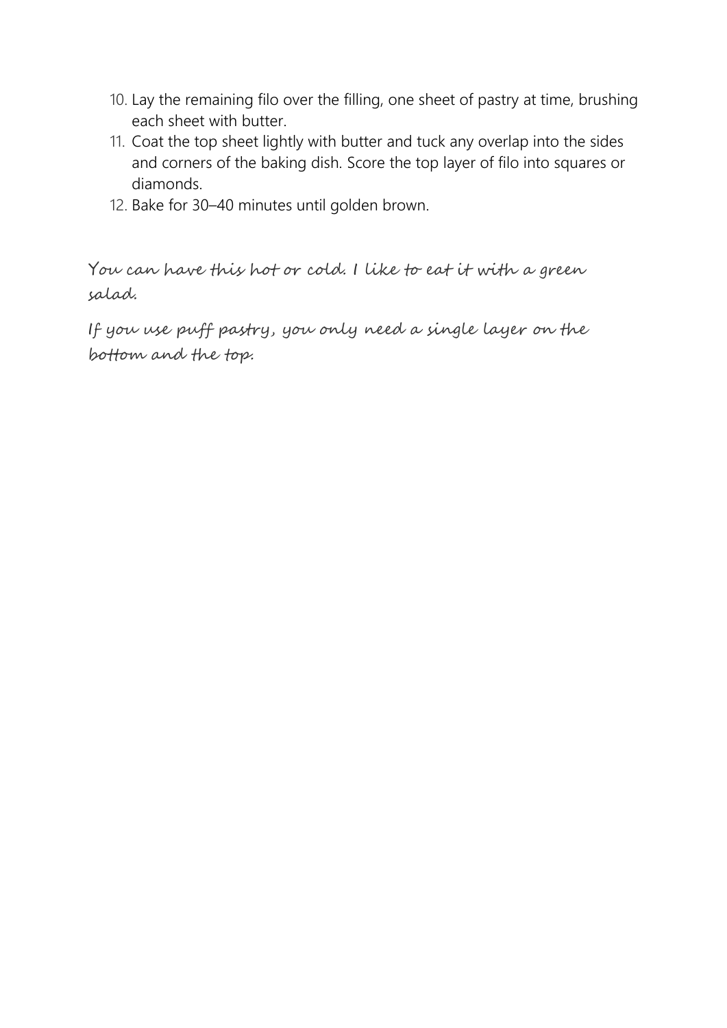10. Lay the remaining filo over the filling, one sheet of pastry at time, brushing each sheet with butter.
11. Coat the top sheet lightly with butter and tuck any overlap into the sides and corners of the baking dish. Score the top layer of filo into squares or diamonds.
12. Bake for 30–40 minutes until golden brown.

You can have this hot or cold. I like to eat it with a green salad.

If you use puff pastry, you only need a single layer on the bottom and the top.